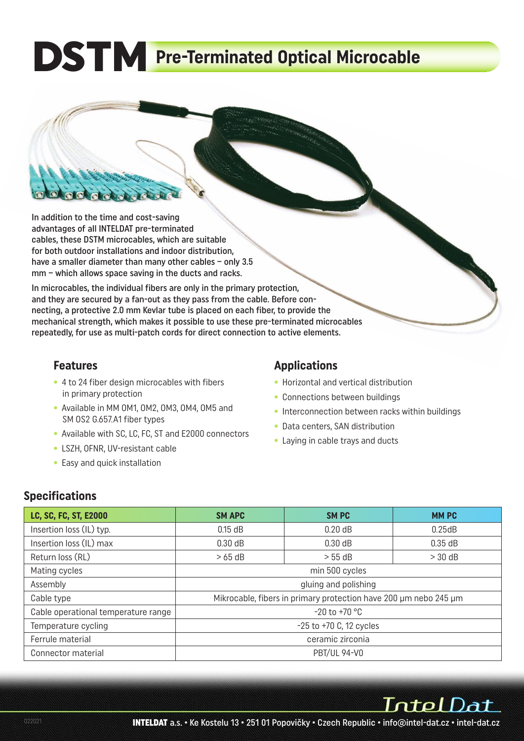# DSTM Pre-Terminated Optical Microcable

In addition to the time and cost-saving advantages of all INTELDAT pre-terminated cables, these DSTM microcables, which are suitable for both outdoor installations and indoor distribution, have a smaller diameter than many other cables – only 3.5 mm – which allows space saving in the ducts and racks.

In microcables, the individual fibers are only in the primary protection, and they are secured by a fan-out as they pass from the cable. Before connecting, a protective 2.0 mm Kevlar tube is placed on each fiber, to provide the mechanical strength, which makes it possible to use these pre-terminated microcables repeatedly, for use as multi-patch cords for direct connection to active elements.

## Features

- 4 to 24 fiber design microcables with fibers in primary protection
- Available in MM OM1, OM2, OM3, OM4, OM5 and SM OS2 G.657.A1 fiber types
- Available with SC, LC, FC, ST and E2000 connectors
- LSZH, OFNR, UV-resistant cable
- Easy and quick installation

## Applications

- Horizontal and vertical distribution
- Connections between buildings
- Interconnection between racks within buildings
- Data centers, SAN distribution
- Laying in cable trays and ducts

## Specifications

| LC, SC, FC, ST, E2000 | SM APC | SM PC | MM PC |
|---|---|---|---|
| Insertion loss (IL) typ. | 0.15 dB | 0.20 dB | 0.25dB |
| Insertion loss (IL) max | 0.30 dB | 0.30 dB | 0.35 dB |
| Return loss (RL) | > 65 dB | > 55 dB | > 30 dB |
| Mating cycles | min 500 cycles | | |
| Assembly | gluing and polishing | | |
| Cable type | Mikrocable, fibers in primary protection have 200 μm nebo 245 μm | | |
| Cable operational temperature range | -20 to +70 °C | | |
| Temperature cycling | -25 to +70 C, 12 cycles | | |
| Ferrule material | ceramic zirconia | | |
| Connector material | PBT/UL 94-V0 | | |

**INTELDAT** a.s. • Ke Kostelu 13 • 251 01 Popovičky • Czech Republic • info@intel-dat.cz • intel-dat.cz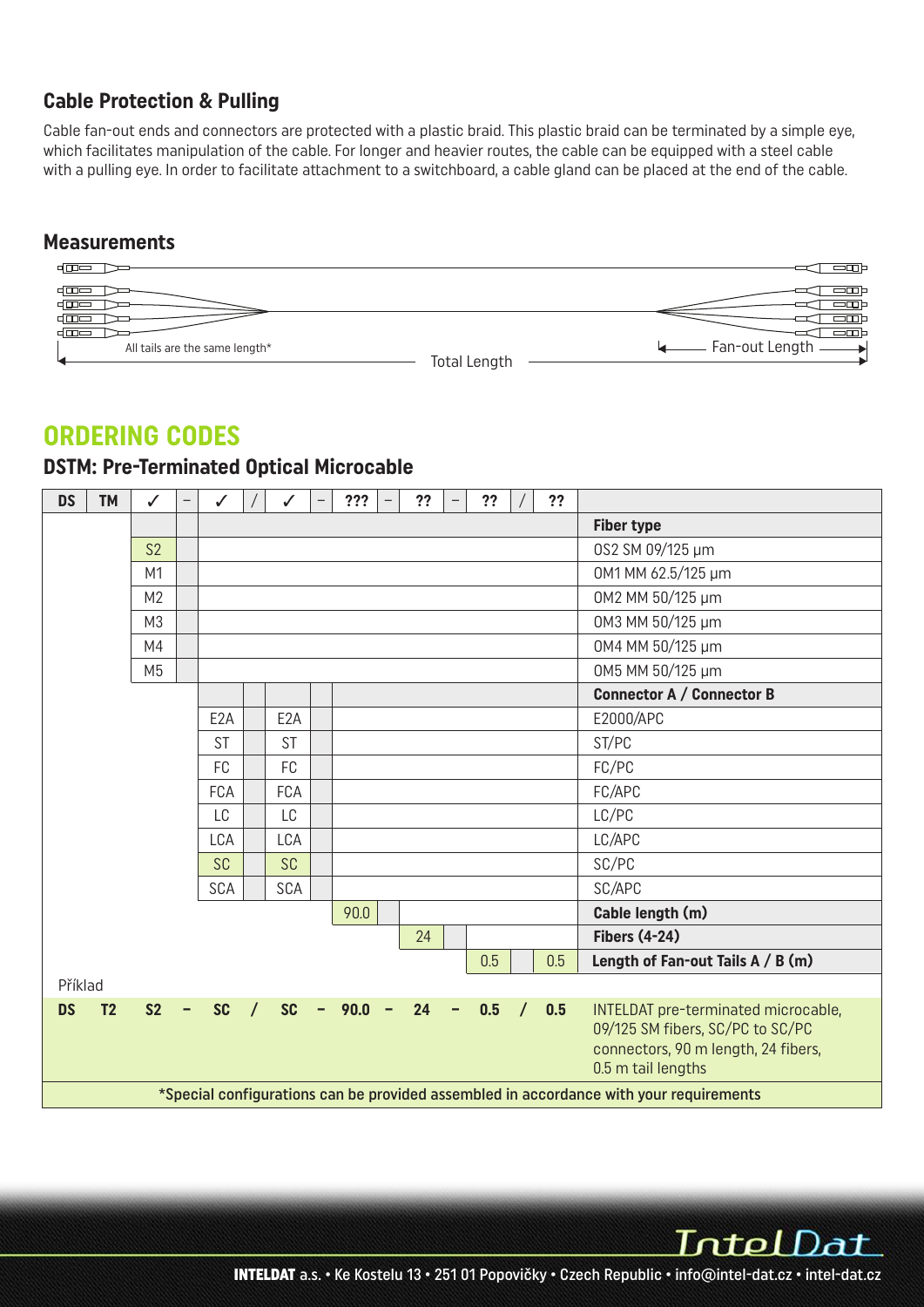## Cable Protection & Pulling

Cable fan-out ends and connectors are protected with a plastic braid. This plastic braid can be terminated by a simple eye, which facilitates manipulation of the cable. For longer and heavier routes, the cable can be equipped with a steel cable with a pulling eye. In order to facilitate attachment to a switchboard, a cable gland can be placed at the end of the cable.

## Measurements

All tails are the same length*

Total Length

Fan-out Length

# ORDERING CODES

## DSTM: Pre-Terminated Optical Microcable

| DS | TM | ✓ | – | ✓ | / | ✓ | – | ??? | – | ?? | – | ?? | / | ?? | |
|---|---|---|---|---|---|---|---|---|---|---|---|---|---|---|---|
| | | | | | | | | | | | | | | | **Fiber type** |
| | | S2 | | | | | | | | | | | | | OS2 SM 09/125 µm |
| | | M1 | | | | | | | | | | | | | OM1 MM 62.5/125 µm |
| | | M2 | | | | | | | | | | | | | OM2 MM 50/125 µm |
| | | M3 | | | | | | | | | | | | | OM3 MM 50/125 µm |
| | | M4 | | | | | | | | | | | | | OM4 MM 50/125 µm |
| | | M5 | | | | | | | | | | | | | OM5 MM 50/125 µm |
| | | | | | | | | | | | | | | | **Connector A / Connector B** |
| | | | | E2A | | E2A | | | | | | | | | E2000/APC |
| | | | | ST | | ST | | | | | | | | | ST/PC |
| | | | | FC | | FC | | | | | | | | | FC/PC |
| | | | | FCA | | FCA | | | | | | | | | FC/APC |
| | | | | LC | | LC | | | | | | | | | LC/PC |
| | | | | LCA | | LCA | | | | | | | | | LC/APC |
| | | | | SC | | SC | | | | | | | | | SC/PC |
| | | | | SCA | | SCA | | | | | | | | | SC/APC |
| | | | | | | | | 90.0 | | | | | | | **Cable length (m)** |
| | | | | | | | | | | 24 | | | | | **Fibers (4-24)** |
| | | | | | | | | | | | | 0.5 | | 0.5 | **Length of Fan-out Tails A / B (m)** |
| Příklad | | | | | | | | | | | | | | | |
| **DS** | **T2** | **S2** | **–** | **SC** | **/** | **SC** | **–** | **90.0** | **–** | **24** | **–** | **0.5** | **/** | **0.5** | INTELDAT pre-terminated microcable, 09/125 SM fibers, SC/PC to SC/PC connectors, 90 m length, 24 fibers, 0.5 m tail lengths |

***Special configurations can be provided assembled in accordance with your requirements**

**INTELDAT** a.s. • Ke Kostelu 13 • 251 01 Popovičky • Czech Republic • info@intel-dat.cz • intel-dat.cz